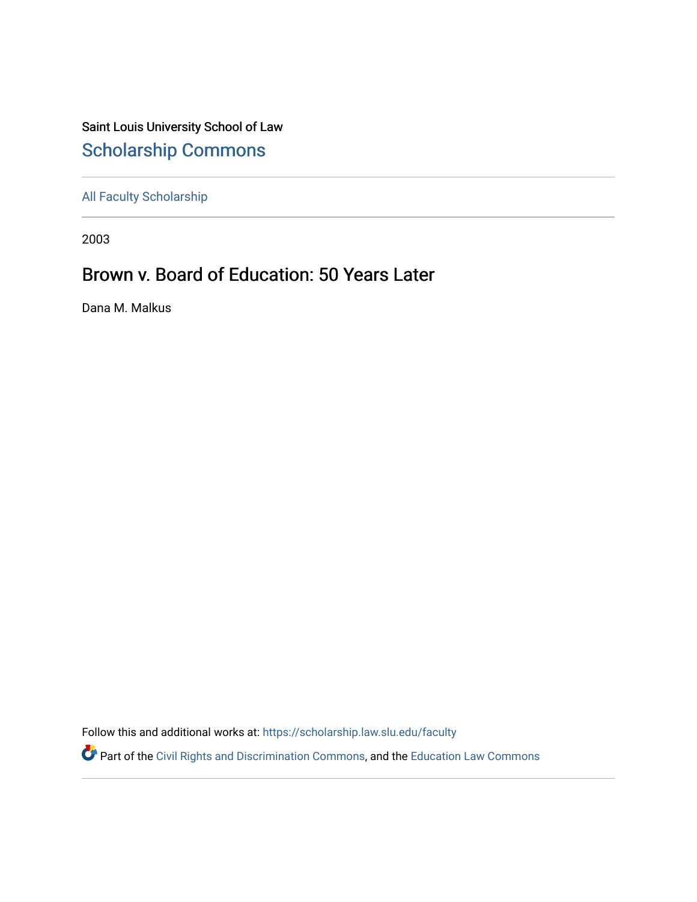Saint Louis University School of Law

## Scholarship Commons

All Faculty Scholarship

2003

# Brown v. Board of Education: 50 Years Later

Dana M. Malkus

Follow this and additional works at: https://scholarship.law.slu.edu/faculty

Part of the Civil Rights and Discrimination Commons, and the Education Law Commons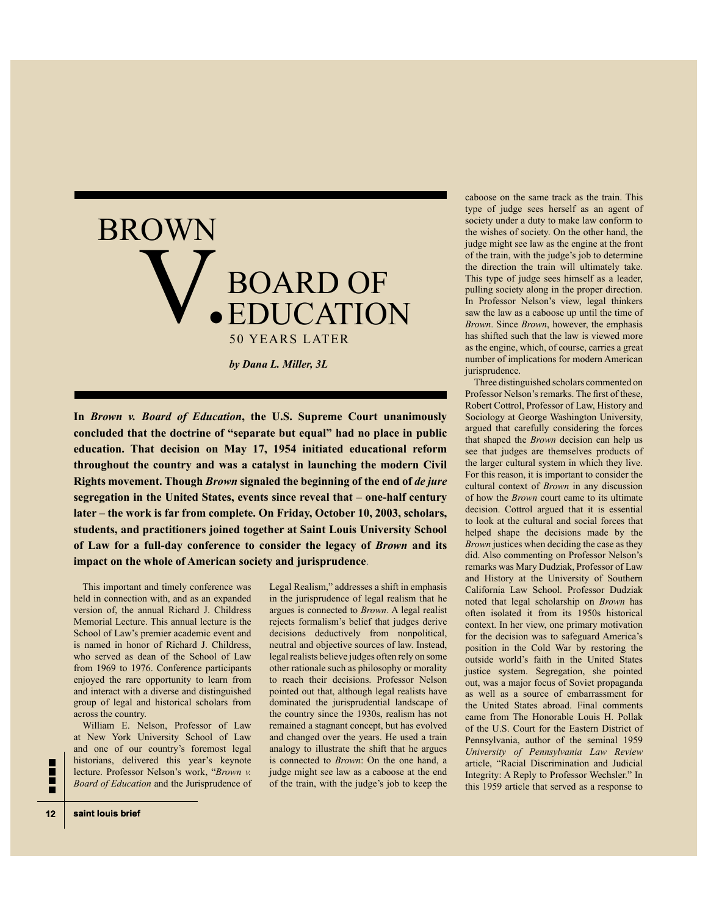# BROWN V. BOARD OF EDUCATION

## 50 YEARS LATER

***by Dana L. Miller, 3L***

**In *Brown v. Board of Education*, the U.S. Supreme Court unanimously concluded that the doctrine of "separate but equal" had no place in public education. That decision on May 17, 1954 initiated educational reform throughout the country and was a catalyst in launching the modern Civil Rights movement. Though *Brown* signaled the beginning of the end of *de jure* segregation in the United States, events since reveal that – one-half century later – the work is far from complete. On Friday, October 10, 2003, scholars, students, and practitioners joined together at Saint Louis University School of Law for a full-day conference to consider the legacy of *Brown* and its impact on the whole of American society and jurisprudence**.

This important and timely conference was held in connection with, and as an expanded version of, the annual Richard J. Childress Memorial Lecture. This annual lecture is the School of Law's premier academic event and is named in honor of Richard J. Childress, who served as dean of the School of Law from 1969 to 1976. Conference participants enjoyed the rare opportunity to learn from and interact with a diverse and distinguished group of legal and historical scholars from across the country.

William E. Nelson, Professor of Law at New York University School of Law and one of our country's foremost legal historians, delivered this year's keynote lecture. Professor Nelson's work, "*Brown v. Board of Education* and the Jurisprudence of Legal Realism," addresses a shift in emphasis in the jurisprudence of legal realism that he argues is connected to *Brown*. A legal realist rejects formalism's belief that judges derive decisions deductively from nonpolitical, neutral and objective sources of law. Instead, legal realists believe judges often rely on some other rationale such as philosophy or morality to reach their decisions. Professor Nelson pointed out that, although legal realists have dominated the jurisprudential landscape of the country since the 1930s, realism has not remained a stagnant concept, but has evolved and changed over the years. He used a train analogy to illustrate the shift that he argues is connected to *Brown*: On the one hand, a judge might see law as a caboose at the end of the train, with the judge's job to keep the caboose on the same track as the train. This type of judge sees herself as an agent of society under a duty to make law conform to the wishes of society. On the other hand, the judge might see law as the engine at the front of the train, with the judge's job to determine the direction the train will ultimately take. This type of judge sees himself as a leader, pulling society along in the proper direction. In Professor Nelson's view, legal thinkers saw the law as a caboose up until the time of *Brown*. Since *Brown*, however, the emphasis has shifted such that the law is viewed more as the engine, which, of course, carries a great number of implications for modern American jurisprudence.

Three distinguished scholars commented on Professor Nelson's remarks. The first of these, Robert Cottrol, Professor of Law, History and Sociology at George Washington University, argued that carefully considering the forces that shaped the *Brown* decision can help us see that judges are themselves products of the larger cultural system in which they live. For this reason, it is important to consider the cultural context of *Brown* in any discussion of how the *Brown* court came to its ultimate decision. Cottrol argued that it is essential to look at the cultural and social forces that helped shape the decisions made by the *Brown* justices when deciding the case as they did. Also commenting on Professor Nelson's remarks was Mary Dudziak, Professor of Law and History at the University of Southern California Law School. Professor Dudziak noted that legal scholarship on *Brown* has often isolated it from its 1950s historical context. In her view, one primary motivation for the decision was to safeguard America's position in the Cold War by restoring the outside world's faith in the United States justice system. Segregation, she pointed out, was a major focus of Soviet propaganda as well as a source of embarrassment for the United States abroad. Final comments came from The Honorable Louis H. Pollak of the U.S. Court for the Eastern District of Pennsylvania, author of the seminal 1959 *University of Pennsylvania Law Review* article, "Racial Discrimination and Judicial Integrity: A Reply to Professor Wechsler." In this 1959 article that served as a response to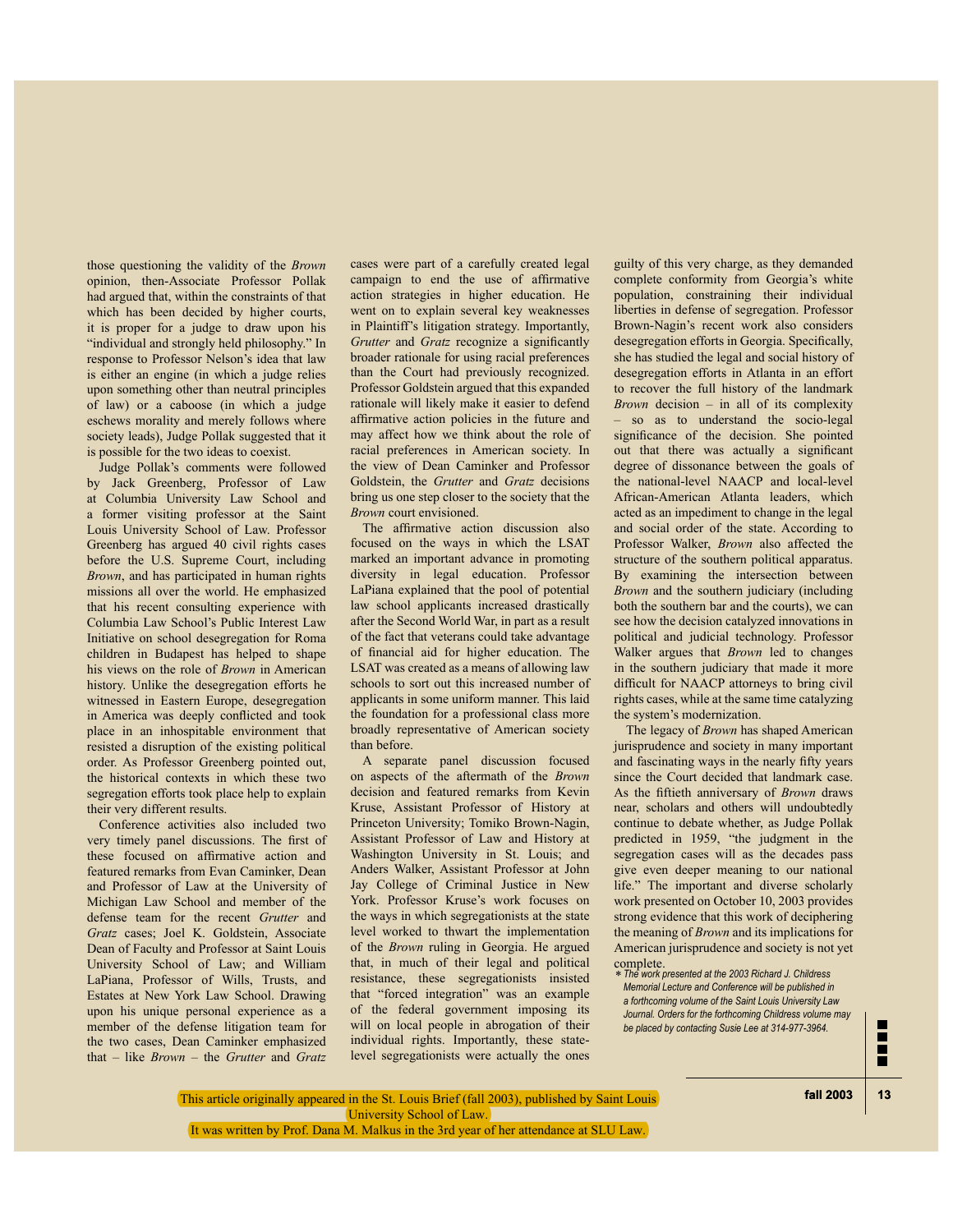those questioning the validity of the *Brown* opinion, then-Associate Professor Pollak had argued that, within the constraints of that which has been decided by higher courts, it is proper for a judge to draw upon his "individual and strongly held philosophy." In response to Professor Nelson's idea that law is either an engine (in which a judge relies upon something other than neutral principles of law) or a caboose (in which a judge eschews morality and merely follows where society leads), Judge Pollak suggested that it is possible for the two ideas to coexist.

Judge Pollak's comments were followed by Jack Greenberg, Professor of Law at Columbia University Law School and a former visiting professor at the Saint Louis University School of Law. Professor Greenberg has argued 40 civil rights cases before the U.S. Supreme Court, including *Brown*, and has participated in human rights missions all over the world. He emphasized that his recent consulting experience with Columbia Law School's Public Interest Law Initiative on school desegregation for Roma children in Budapest has helped to shape his views on the role of *Brown* in American history. Unlike the desegregation efforts he witnessed in Eastern Europe, desegregation in America was deeply conflicted and took place in an inhospitable environment that resisted a disruption of the existing political order. As Professor Greenberg pointed out, the historical contexts in which these two segregation efforts took place help to explain their very different results.

Conference activities also included two very timely panel discussions. The first of these focused on affirmative action and featured remarks from Evan Caminker, Dean and Professor of Law at the University of Michigan Law School and member of the defense team for the recent *Grutter* and *Gratz* cases; Joel K. Goldstein, Associate Dean of Faculty and Professor at Saint Louis University School of Law; and William LaPiana, Professor of Wills, Trusts, and Estates at New York Law School. Drawing upon his unique personal experience as a member of the defense litigation team for the two cases, Dean Caminker emphasized that – like *Brown* – the *Grutter* and *Gratz* cases were part of a carefully created legal campaign to end the use of affirmative action strategies in higher education. He went on to explain several key weaknesses in Plaintiff's litigation strategy. Importantly, *Grutter* and *Gratz* recognize a significantly broader rationale for using racial preferences than the Court had previously recognized. Professor Goldstein argued that this expanded rationale will likely make it easier to defend affirmative action policies in the future and may affect how we think about the role of racial preferences in American society. In the view of Dean Caminker and Professor Goldstein, the *Grutter* and *Gratz* decisions bring us one step closer to the society that the *Brown* court envisioned.

The affirmative action discussion also focused on the ways in which the LSAT marked an important advance in promoting diversity in legal education. Professor LaPiana explained that the pool of potential law school applicants increased drastically after the Second World War, in part as a result of the fact that veterans could take advantage of financial aid for higher education. The LSAT was created as a means of allowing law schools to sort out this increased number of applicants in some uniform manner. This laid the foundation for a professional class more broadly representative of American society than before.

A separate panel discussion focused on aspects of the aftermath of the *Brown* decision and featured remarks from Kevin Kruse, Assistant Professor of History at Princeton University; Tomiko Brown-Nagin, Assistant Professor of Law and History at Washington University in St. Louis; and Anders Walker, Assistant Professor at John Jay College of Criminal Justice in New York. Professor Kruse's work focuses on the ways in which segregationists at the state level worked to thwart the implementation of the *Brown* ruling in Georgia. He argued that, in much of their legal and political resistance, these segregationists insisted that "forced integration" was an example of the federal government imposing its will on local people in abrogation of their individual rights. Importantly, these state-level segregationists were actually the ones guilty of this very charge, as they demanded complete conformity from Georgia's white population, constraining their individual liberties in defense of segregation. Professor Brown-Nagin's recent work also considers desegregation efforts in Georgia. Specifically, she has studied the legal and social history of desegregation efforts in Atlanta in an effort to recover the full history of the landmark *Brown* decision – in all of its complexity – so as to understand the socio-legal significance of the decision. She pointed out that there was actually a significant degree of dissonance between the goals of the national-level NAACP and local-level African-American Atlanta leaders, which acted as an impediment to change in the legal and social order of the state. According to Professor Walker, *Brown* also affected the structure of the southern political apparatus. By examining the intersection between *Brown* and the southern judiciary (including both the southern bar and the courts), we can see how the decision catalyzed innovations in political and judicial technology. Professor Walker argues that *Brown* led to changes in the southern judiciary that made it more difficult for NAACP attorneys to bring civil rights cases, while at the same time catalyzing the system's modernization.

The legacy of *Brown* has shaped American jurisprudence and society in many important and fascinating ways in the nearly fifty years since the Court decided that landmark case. As the fiftieth anniversary of *Brown* draws near, scholars and others will undoubtedly continue to debate whether, as Judge Pollak predicted in 1959, "the judgment in the segregation cases will as the decades pass give even deeper meaning to our national life." The important and diverse scholarly work presented on October 10, 2003 provides strong evidence that this work of deciphering the meaning of *Brown* and its implications for American jurisprudence and society is not yet complete.

\* *The work presented at the 2003 Richard J. Childress Memorial Lecture and Conference will be published in a forthcoming volume of the Saint Louis University Law Journal. Orders for the forthcoming Childress volume may be placed by contacting Susie Lee at 314-977-3964.*

This article originally appeared in the St. Louis Brief (fall 2003), published by Saint Louis University School of Law.
It was written by Prof. Dana M. Malkus in the 3rd year of her attendance at SLU Law.